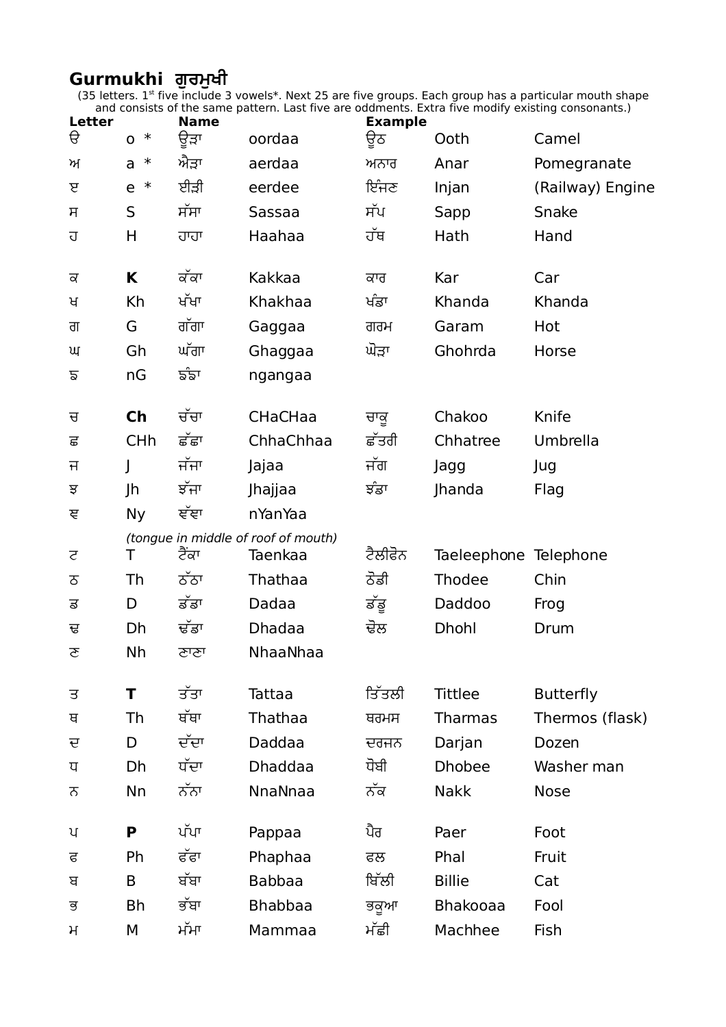# Gurmukhi ਗੁਰਮੁਖੀ

(35 letters. 1st five include 3 vowels*. Next 25 are five groups. Each group has a particular mouth shape and consists of the same pattern. Last five are oddments. Extra five modify existing consonants.)

| Letter | | Name | | Example | | |
|---|---|---|---|---|---|---|
| ੳ | o * | ਊੜਾ | oordaa | ਊਠ | Ooth | Camel |
| ਅ | a * | ਐੜਾ | aerdaa | ਅਨਾਰ | Anar | Pomegranate |
| ੲ | e * | ਈੜੀ | eerdee | ਇੰਜਣ | Injan | (Railway) Engine |
| ਸ | S | ਸੱਸਾ | Sassaa | ਸੱਪ | Sapp | Snake |
| ਹ | H | ਹਾਹਾ | Haahaa | ਹੱਥ | Hath | Hand |
| | | | | | | |
| ਕ | **K** | ਕੱਕਾ | Kakkaa | ਕਾਰ | Kar | Car |
| ਖ | Kh | ਖੱਖਾ | Khakhaa | ਖੰਡਾ | Khanda | Khanda |
| ਗ | G | ਗੱਗਾ | Gaggaa | ਗਰਮ | Garam | Hot |
| ਘ | Gh | ਘੱਗਾ | Ghaggaa | ਘੋੜਾ | Ghohrda | Horse |
| ਙ | nG | ਙੰਙਾ | ngangaa | | | |
| | | | | | | |
| ਚ | **Ch** | ਚੱਚਾ | CHaCHaa | ਚਾਕੂ | Chakoo | Knife |
| ਛ | CHh | ਛੱਛਾ | ChhaChhaa | ਛੱਤਰੀ | Chhatree | Umbrella |
| ਜ | J | ਜੱਜਾ | Jajaa | ਜੱਗ | Jagg | Jug |
| ਝ | Jh | ਝੱਜਾ | Jhajjaa | ਝੰਡਾ | Jhanda | Flag |
| ਞ | Ny | ਞੱਞਾ | nYanYaa | | | |
| | | *(tongue in middle of roof of mouth)* | | | | |
| ਟ | T | ਟੈਂਕਾ | Taenkaa | ਟੈਲੀਫੋਨ | Taeleephone | Telephone |
| ਠ | Th | ਠੱਠਾ | Thathaa | ਠੋਡੀ | Thodee | Chin |
| ਡ | D | ਡੱਡਾ | Dadaa | ਡੱਡੂ | Daddoo | Frog |
| ਢ | Dh | ਢੱਡਾ | Dhadaa | ਢੋਲ | Dhohl | Drum |
| ਣ | Nh | ਣਾਣਾ | NhaaNhaa | | | |
| | | | | | | |
| ਤ | **T** | ਤੱਤਾ | Tattaa | ਤਿੱਤਲੀ | Tittlee | Butterfly |
| ਥ | Th | ਥੱਥਾ | Thathaa | ਥਰਮਸ | Tharmas | Thermos (flask) |
| ਦ | D | ਦੱਦਾ | Daddaa | ਦਰਜਨ | Darjan | Dozen |
| ਧ | Dh | ਧੱਦਾ | Dhaddaa | ਧੋਬੀ | Dhobee | Washer man |
| ਨ | Nn | ਨੱਨਾ | NnaNnaa | ਨੱਕ | Nakk | Nose |
| | | | | | | |
| ਪ | **P** | ਪੱਪਾ | Pappaa | ਪੈਰ | Paer | Foot |
| ਫ | Ph | ਫੱਫਾ | Phaphaa | ਫਲ | Phal | Fruit |
| ਬ | B | ਬੱਬਾ | Babbaa | ਬਿੱਲੀ | Billie | Cat |
| ਭ | Bh | ਭੱਬਾ | Bhabbaa | ਭਕੂਆ | Bhakooaa | Fool |
| ਮ | M | ਮੱਮਾ | Mammaa | ਮੱਛੀ | Machhee | Fish |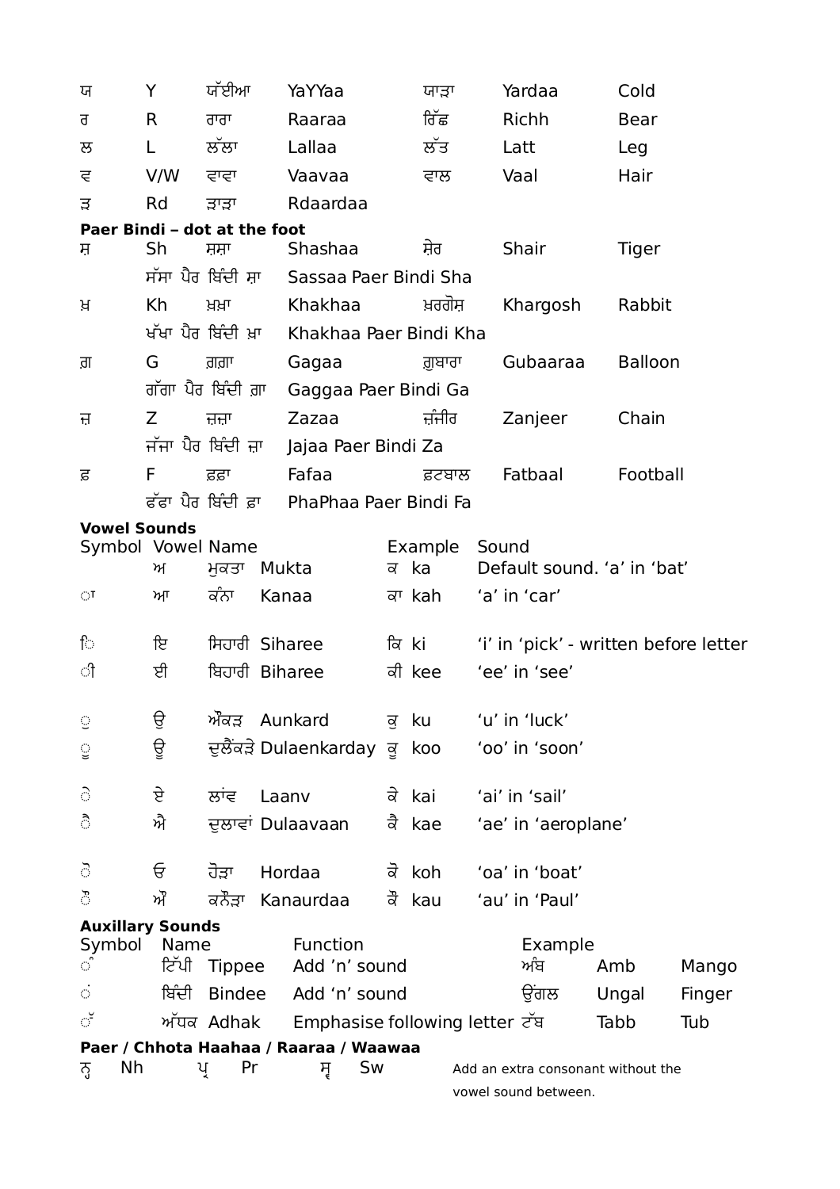| | | | | | | |
|---|---|---|---|---|---|---|
| ਯ | Y | ਯੱਈਆ | YaYYaa | ਯਾੜ੍ਹਾ | Yardaa | Cold |
| ਰ | R | ਰਾਰਾ | Raaraa | ਰਿੱਛ | Richh | Bear |
| ਲ | L | ਲੱਲਾ | Lallaa | ਲੱਤ | Latt | Leg |
| ਵ | V/W | ਵਾਵਾ | Vaavaa | ਵਾਲ | Vaal | Hair |
| ੜ | Rd | ੜਾੜਾ | Rdaardaa | | | |

**Paer Bindi – dot at the foot**

| | | | | | | |
|---|---|---|---|---|---|---|
| ਸ਼ | Sh | ਸ਼ਸ਼ਾ | Shashaa | ਸ਼ੇਰ | Shair | Tiger |
| | | ਸੱਸਾ ਪੈਰ ਬਿੰਦੀ ਸ਼ਾ | Sassaa Paer Bindi Sha | | | |
| ਖ਼ | Kh | ਖ਼ਖ਼ਾ | Khakhaa | ਖ਼ਰਗੋਸ਼ | Khargosh | Rabbit |
| | | ਖੱਖਾ ਪੈਰ ਬਿੰਦੀ ਖ਼ਾ | Khakhaa Paer Bindi Kha | | | |
| ਗ਼ | G | ਗ਼ਗ਼ਾ | Gagaa | ਗ਼ੁਬਾਰਾ | Gubaaraa | Balloon |
| | | ਗੱਗਾ ਪੈਰ ਬਿੰਦੀ ਗ਼ਾ | Gaggaa Paer Bindi Ga | | | |
| ਜ਼ | Z | ਜ਼ਜ਼ਾ | Zazaa | ਜ਼ੰਜੀਰ | Zanjeer | Chain |
| | | ਜੱਜਾ ਪੈਰ ਬਿੰਦੀ ਜ਼ਾ | Jajaa Paer Bindi Za | | | |
| ਫ਼ | F | ਫ਼ਫ਼ਾ | Fafaa | ਫ਼ਟਬਾਲ | Fatbaal | Football |
| | | ਫੱਫਾ ਪੈਰ ਬਿੰਦੀ ਫ਼ਾ | PhaPhaa Paer Bindi Fa | | | |

**Vowel Sounds**

| Symbol | Vowel | Name | | Example | | Sound |
|---|---|---|---|---|---|---|
| | ਅ | ਮੁਕਤਾ | Mukta | ਕ | ka | Default sound. 'a' in 'bat' |
| ਾ | ਆ | ਕੰਨਾ | Kanaa | ਕਾ | kah | 'a' in 'car' |
| ਿ | ਇ | ਸਿਹਾਰੀ | Siharee | ਕਿ | ki | 'i' in 'pick' - written before letter |
| ੀ | ਈ | ਬਿਹਾਰੀ | Biharee | ਕੀ | kee | 'ee' in 'see' |
| ੁ | ਉ | ਔਂਕੜ | Aunkard | ਕੁ | ku | 'u' in 'luck' |
| ੂ | ਊ | ਦੁਲੈਂਕੜੇ | Dulaenkarday | ਕੂ | koo | 'oo' in 'soon' |
| ੇ | ਏ | ਲਾਂਵ | Laanv | ਕੇ | kai | 'ai' in 'sail' |
| ੈ | ਐ | ਦੁਲਾਵਾਂ | Dulaavaan | ਕੈ | kae | 'ae' in 'aeroplane' |
| ੋ | ਓ | ਹੋੜਾ | Hordaa | ਕੋ | koh | 'oa' in 'boat' |
| ੌ | ਔ | ਕਨੌੜਾ | Kanaurdaa | ਕੌ | kau | 'au' in 'Paul' |

**Auxillary Sounds**

| Symbol | Name | | Function | Example | | |
|---|---|---|---|---|---|---|
| ੰ | ਟਿੱਪੀ | Tippee | Add 'n' sound | ਅੰਬ | Amb | Mango |
| ਂ | ਬਿੰਦੀ | Bindee | Add 'n' sound | ਉਂਗਲ | Ungal | Finger |
| ੱ | ਅੱਧਕ | Adhak | Emphasise following letter | ਟੱਬ | Tabb | Tub |

**Paer / Chhota Haahaa / Raaraa / Waawaa**

ਨ੍ਹ Nh  ਪ੍ਰ Pr  ਸ੍ਵ Sw  Add an extra consonant without the vowel sound between.